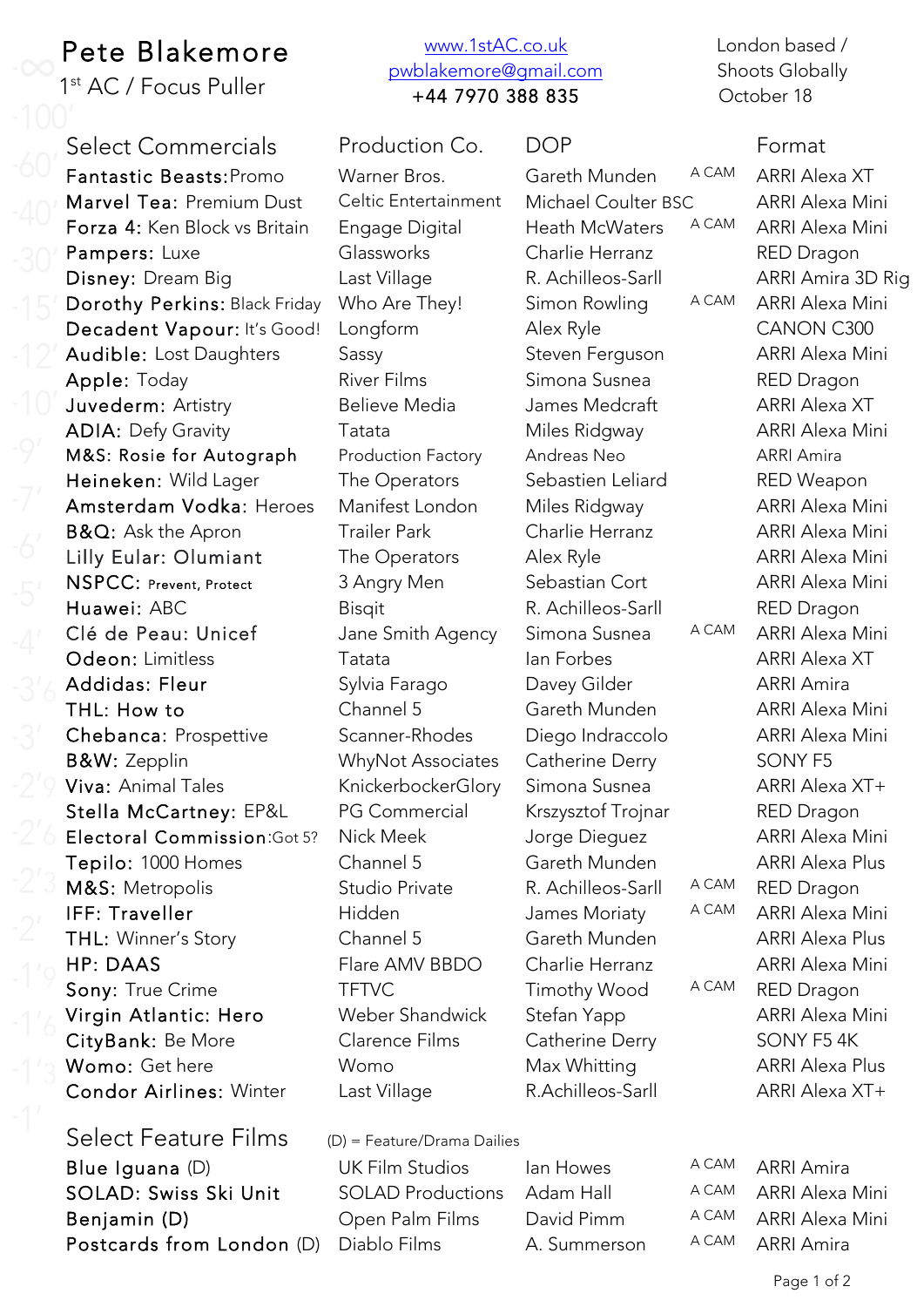# Pete Blakemore

1[st] AC / Focus Puller

www.1stAC.co.uk
pwblakemore@gmail.com
+44 7970 388 835

London based / Shoots Globally
October 18

| Select Commercials | Production Co. | DOP | | Format |
|---|---|---|---|---|
| **Fantastic Beasts:** Promo | Warner Bros. | Gareth Munden | A CAM | ARRI Alexa XT |
| **Marvel Tea:** Premium Dust | Celtic Entertainment | Michael Coulter BSC | | ARRI Alexa Mini |
| **Forza 4:** Ken Block vs Britain | Engage Digital | Heath McWaters | A CAM | ARRI Alexa Mini |
| **Pampers:** Luxe | Glassworks | Charlie Herranz | | RED Dragon |
| **Disney:** Dream Big | Last Village | R. Achilleos-Sarll | | ARRI Amira 3D Rig |
| **Dorothy Perkins:** Black Friday | Who Are They! | Simon Rowling | A CAM | ARRI Alexa Mini |
| **Decadent Vapour:** It's Good! | Longform | Alex Ryle | | CANON C300 |
| **Audible:** Lost Daughters | Sassy | Steven Ferguson | | ARRI Alexa Mini |
| **Apple:** Today | River Films | Simona Susnea | | RED Dragon |
| **Juvederm:** Artistry | Believe Media | James Medcraft | | ARRI Alexa XT |
| **ADIA:** Defy Gravity | Tatata | Miles Ridgway | | ARRI Alexa Mini |
| **M&S: Rosie for Autograph** | Production Factory | Andreas Neo | | ARRI Amira |
| **Heineken:** Wild Lager | The Operators | Sebastien Leliard | | RED Weapon |
| **Amsterdam Vodka:** Heroes | Manifest London | Miles Ridgway | | ARRI Alexa Mini |
| **B&Q:** Ask the Apron | Trailer Park | Charlie Herranz | | ARRI Alexa Mini |
| **Lilly Eular: Olumiant** | The Operators | Alex Ryle | | ARRI Alexa Mini |
| **NSPCC:** Prevent, Protect | 3 Angry Men | Sebastian Cort | | ARRI Alexa Mini |
| **Huawei:** ABC | Bisqit | R. Achilleos-Sarll | | RED Dragon |
| **Clé de Peau: Unicef** | Jane Smith Agency | Simona Susnea | A CAM | ARRI Alexa Mini |
| **Odeon:** Limitless | Tatata | Ian Forbes | | ARRI Alexa XT |
| **Addidas: Fleur** | Sylvia Farago | Davey Gilder | | ARRI Amira |
| **THL: How to** | Channel 5 | Gareth Munden | | ARRI Alexa Mini |
| **Chebanca:** Prospettive | Scanner-Rhodes | Diego Indraccolo | | ARRI Alexa Mini |
| **B&W:** Zepplin | WhyNot Associates | Catherine Derry | | SONY F5 |
| **Viva:** Animal Tales | KnickerbockerGlory | Simona Susnea | | ARRI Alexa XT+ |
| **Stella McCartney:** EP&L | PG Commercial | Krszysztof Trojnar | | RED Dragon |
| **Electoral Commission:** Got 5? | Nick Meek | Jorge Dieguez | | ARRI Alexa Mini |
| **Tepilo:** 1000 Homes | Channel 5 | Gareth Munden | | ARRI Alexa Plus |
| **M&S:** Metropolis | Studio Private | R. Achilleos-Sarll | A CAM | RED Dragon |
| **IFF: Traveller** | Hidden | James Moriaty | A CAM | ARRI Alexa Mini |
| **THL:** Winner's Story | Channel 5 | Gareth Munden | | ARRI Alexa Plus |
| **HP: DAAS** | Flare AMV BBDO | Charlie Herranz | | ARRI Alexa Mini |
| **Sony:** True Crime | TFTVC | Timothy Wood | A CAM | RED Dragon |
| **Virgin Atlantic: Hero** | Weber Shandwick | Stefan Yapp | | ARRI Alexa Mini |
| **CityBank:** Be More | Clarence Films | Catherine Derry | | SONY F5 4K |
| **Womo:** Get here | Womo | Max Whitting | | ARRI Alexa Plus |
| **Condor Airlines:** Winter | Last Village | R.Achilleos-Sarll | | ARRI Alexa XT+ |

| Select Feature Films | (D) = Feature/Drama Dailies | | | |
|---|---|---|---|---|
| **Blue Iguana** (D) | UK Film Studios | Ian Howes | A CAM | ARRI Amira |
| **SOLAD: Swiss Ski Unit** | SOLAD Productions | Adam Hall | A CAM | ARRI Alexa Mini |
| **Benjamin (D)** | Open Palm Films | David Pimm | A CAM | ARRI Alexa Mini |
| **Postcards from London** (D) | Diablo Films | A. Summerson | A CAM | ARRI Amira |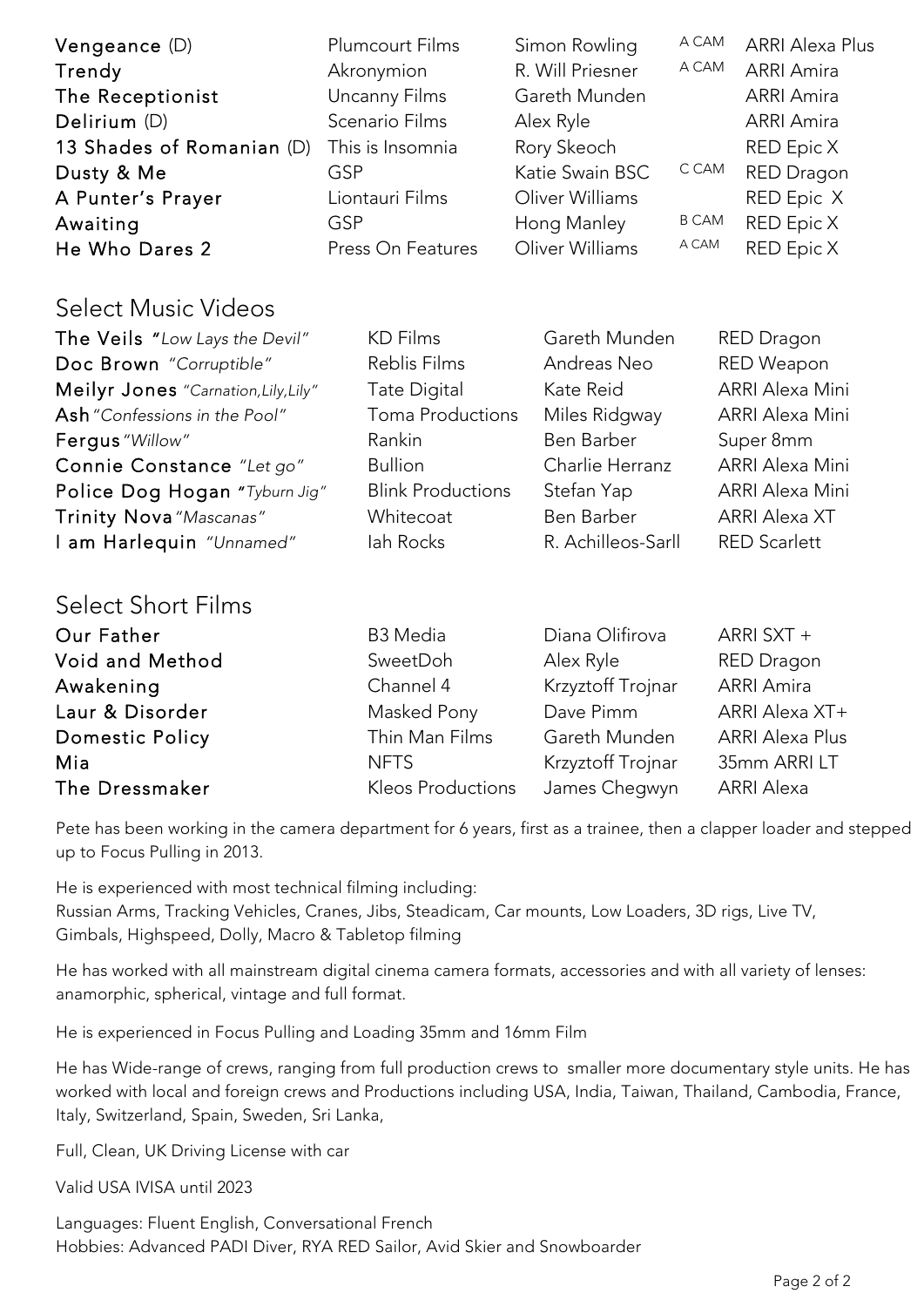| | | | | |
|---|---|---|---|---|
| Vengeance (D) | Plumcourt Films | Simon Rowling | A CAM | ARRI Alexa Plus |
| Trendy | Akronymion | R. Will Priesner | A CAM | ARRI Amira |
| The Receptionist | Uncanny Films | Gareth Munden | | ARRI Amira |
| Delirium (D) | Scenario Films | Alex Ryle | | ARRI Amira |
| 13 Shades of Romanian (D) | This is Insomnia | Rory Skeoch | | RED Epic X |
| Dusty & Me | GSP | Katie Swain BSC | C CAM | RED Dragon |
| A Punter's Prayer | Liontauri Films | Oliver Williams | | RED Epic X |
| Awaiting | GSP | Hong Manley | B CAM | RED Epic X |
| He Who Dares 2 | Press On Features | Oliver Williams | A CAM | RED Epic X |

## Select Music Videos

| | | | |
|---|---|---|---|
| The Veils *"Low Lays the Devil"* | KD Films | Gareth Munden | RED Dragon |
| Doc Brown *"Corruptible"* | Reblis Films | Andreas Neo | RED Weapon |
| Meilyr Jones *"Carnation,Lily,Lily"* | Tate Digital | Kate Reid | ARRI Alexa Mini |
| Ash *"Confessions in the Pool"* | Toma Productions | Miles Ridgway | ARRI Alexa Mini |
| Fergus *"Willow"* | Rankin | Ben Barber | Super 8mm |
| Connie Constance *"Let go"* | Bullion | Charlie Herranz | ARRI Alexa Mini |
| Police Dog Hogan *"Tyburn Jig"* | Blink Productions | Stefan Yap | ARRI Alexa Mini |
| Trinity Nova *"Mascanas"* | Whitecoat | Ben Barber | ARRI Alexa XT |
| I am Harlequin *"Unnamed"* | Iah Rocks | R. Achilleos-Sarll | RED Scarlett |

## Select Short Films

| | | | |
|---|---|---|---|
| Our Father | B3 Media | Diana Olifirova | ARRI SXT + |
| Void and Method | SweetDoh | Alex Ryle | RED Dragon |
| Awakening | Channel 4 | Krzyztoff Trojnar | ARRI Amira |
| Laur & Disorder | Masked Pony | Dave Pimm | ARRI Alexa XT+ |
| Domestic Policy | Thin Man Films | Gareth Munden | ARRI Alexa Plus |
| Mia | NFTS | Krzyztoff Trojnar | 35mm ARRI LT |
| The Dressmaker | Kleos Productions | James Chegwyn | ARRI Alexa |

Pete has been working in the camera department for 6 years, first as a trainee, then a clapper loader and stepped up to Focus Pulling in 2013.

He is experienced with most technical filming including:
Russian Arms, Tracking Vehicles, Cranes, Jibs, Steadicam, Car mounts, Low Loaders, 3D rigs, Live TV, Gimbals, Highspeed, Dolly, Macro & Tabletop filming

He has worked with all mainstream digital cinema camera formats, accessories and with all variety of lenses: anamorphic, spherical, vintage and full format.

He is experienced in Focus Pulling and Loading 35mm and 16mm Film

He has Wide-range of crews, ranging from full production crews to smaller more documentary style units. He has worked with local and foreign crews and Productions including USA, India, Taiwan, Thailand, Cambodia, France, Italy, Switzerland, Spain, Sweden, Sri Lanka,

Full, Clean, UK Driving License with car

Valid USA IVISA until 2023

Languages: Fluent English, Conversational French
Hobbies: Advanced PADI Diver, RYA RED Sailor, Avid Skier and Snowboarder